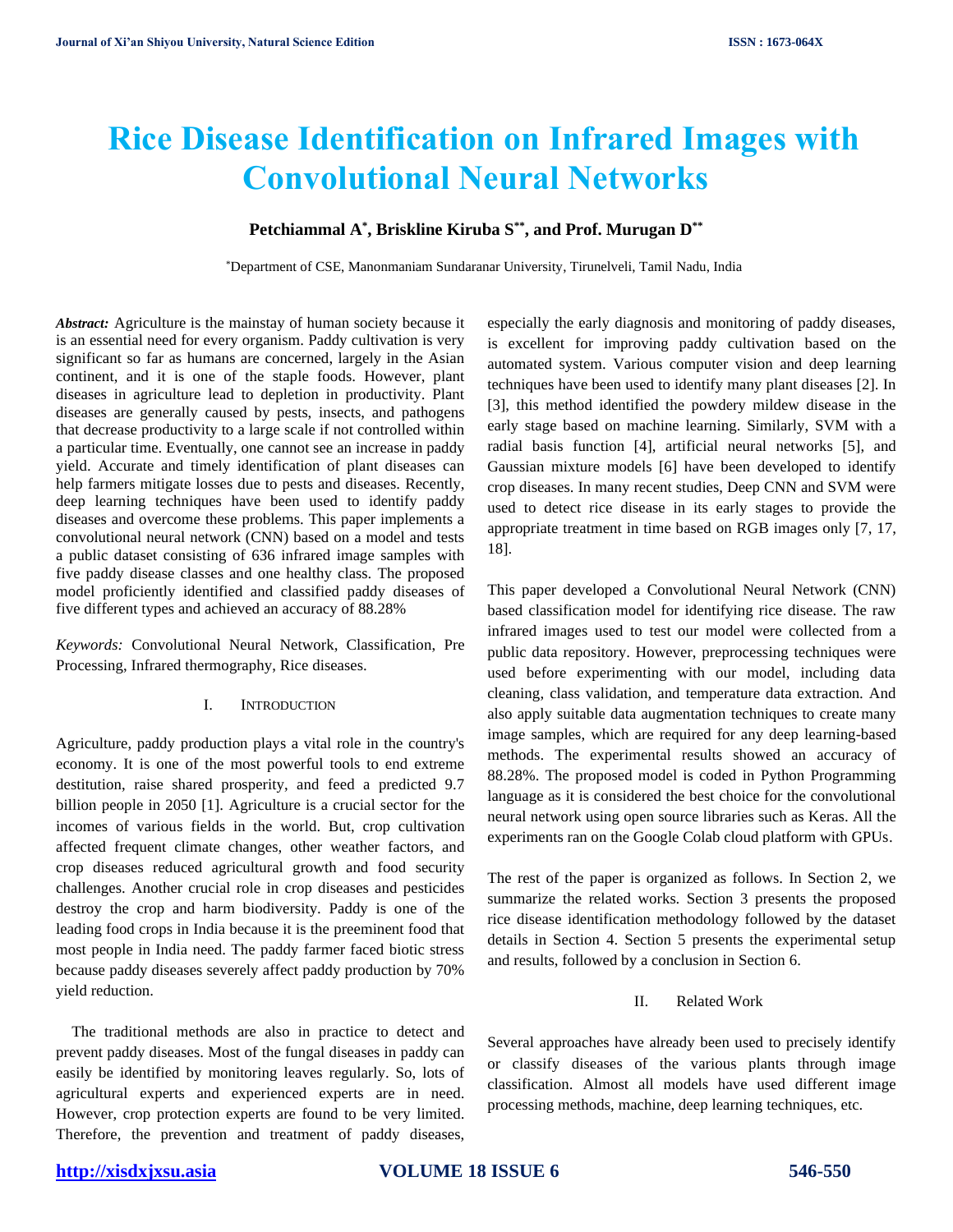# Rice Disease Identification on Infrared Images with Convolutional Neural Networks

**Petchiammal A[*], Briskline Kiruba S[**], and Prof. Murugan D[**]**

[*]Department of CSE, Manonmaniam Sundaranar University, Tirunelveli, Tamil Nadu, India

***Abstract:*** Agriculture is the mainstay of human society because it is an essential need for every organism. Paddy cultivation is very significant so far as humans are concerned, largely in the Asian continent, and it is one of the staple foods. However, plant diseases in agriculture lead to depletion in productivity. Plant diseases are generally caused by pests, insects, and pathogens that decrease productivity to a large scale if not controlled within a particular time. Eventually, one cannot see an increase in paddy yield. Accurate and timely identification of plant diseases can help farmers mitigate losses due to pests and diseases. Recently, deep learning techniques have been used to identify paddy diseases and overcome these problems. This paper implements a convolutional neural network (CNN) based on a model and tests a public dataset consisting of 636 infrared image samples with five paddy disease classes and one healthy class. The proposed model proficiently identified and classified paddy diseases of five different types and achieved an accuracy of 88.28%

*Keywords:* Convolutional Neural Network, Classification, Pre Processing, Infrared thermography, Rice diseases.

## I. Introduction

Agriculture, paddy production plays a vital role in the country's economy. It is one of the most powerful tools to end extreme destitution, raise shared prosperity, and feed a predicted 9.7 billion people in 2050 [1]. Agriculture is a crucial sector for the incomes of various fields in the world. But, crop cultivation affected frequent climate changes, other weather factors, and crop diseases reduced agricultural growth and food security challenges. Another crucial role in crop diseases and pesticides destroy the crop and harm biodiversity. Paddy is one of the leading food crops in India because it is the preeminent food that most people in India need. The paddy farmer faced biotic stress because paddy diseases severely affect paddy production by 70% yield reduction.

The traditional methods are also in practice to detect and prevent paddy diseases. Most of the fungal diseases in paddy can easily be identified by monitoring leaves regularly. So, lots of agricultural experts and experienced experts are in need. However, crop protection experts are found to be very limited. Therefore, the prevention and treatment of paddy diseases, especially the early diagnosis and monitoring of paddy diseases, is excellent for improving paddy cultivation based on the automated system. Various computer vision and deep learning techniques have been used to identify many plant diseases [2]. In [3], this method identified the powdery mildew disease in the early stage based on machine learning. Similarly, SVM with a radial basis function [4], artificial neural networks [5], and Gaussian mixture models [6] have been developed to identify crop diseases. In many recent studies, Deep CNN and SVM were used to detect rice disease in its early stages to provide the appropriate treatment in time based on RGB images only [7, 17, 18].

This paper developed a Convolutional Neural Network (CNN) based classification model for identifying rice disease. The raw infrared images used to test our model were collected from a public data repository. However, preprocessing techniques were used before experimenting with our model, including data cleaning, class validation, and temperature data extraction. And also apply suitable data augmentation techniques to create many image samples, which are required for any deep learning-based methods. The experimental results showed an accuracy of 88.28%. The proposed model is coded in Python Programming language as it is considered the best choice for the convolutional neural network using open source libraries such as Keras. All the experiments ran on the Google Colab cloud platform with GPUs.

The rest of the paper is organized as follows. In Section 2, we summarize the related works. Section 3 presents the proposed rice disease identification methodology followed by the dataset details in Section 4. Section 5 presents the experimental setup and results, followed by a conclusion in Section 6.

## II. Related Work

Several approaches have already been used to precisely identify or classify diseases of the various plants through image classification. Almost all models have used different image processing methods, machine, deep learning techniques, etc.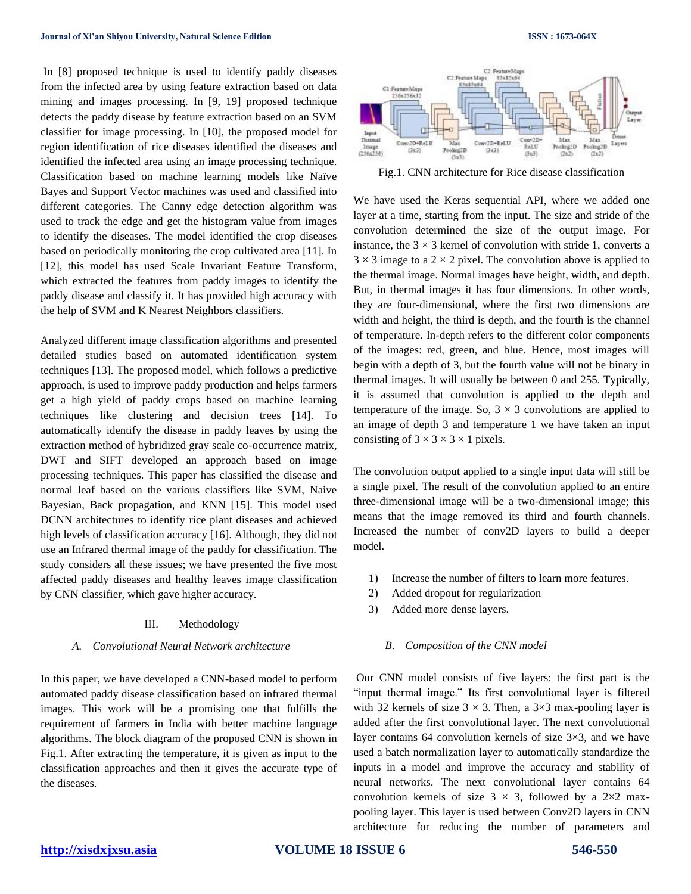In [8] proposed technique is used to identify paddy diseases from the infected area by using feature extraction based on data mining and images processing. In [9, 19] proposed technique detects the paddy disease by feature extraction based on an SVM classifier for image processing. In [10], the proposed model for region identification of rice diseases identified the diseases and identified the infected area using an image processing technique. Classification based on machine learning models like Naïve Bayes and Support Vector machines was used and classified into different categories. The Canny edge detection algorithm was used to track the edge and get the histogram value from images to identify the diseases. The model identified the crop diseases based on periodically monitoring the crop cultivated area [11]. In [12], this model has used Scale Invariant Feature Transform, which extracted the features from paddy images to identify the paddy disease and classify it. It has provided high accuracy with the help of SVM and K Nearest Neighbors classifiers.

Analyzed different image classification algorithms and presented detailed studies based on automated identification system techniques [13]. The proposed model, which follows a predictive approach, is used to improve paddy production and helps farmers get a high yield of paddy crops based on machine learning techniques like clustering and decision trees [14]. To automatically identify the disease in paddy leaves by using the extraction method of hybridized gray scale co-occurrence matrix, DWT and SIFT developed an approach based on image processing techniques. This paper has classified the disease and normal leaf based on the various classifiers like SVM, Naive Bayesian, Back propagation, and KNN [15]. This model used DCNN architectures to identify rice plant diseases and achieved high levels of classification accuracy [16]. Although, they did not use an Infrared thermal image of the paddy for classification. The study considers all these issues; we have presented the five most affected paddy diseases and healthy leaves image classification by CNN classifier, which gave higher accuracy.

## III. Methodology

### A. Convolutional Neural Network architecture

In this paper, we have developed a CNN-based model to perform automated paddy disease classification based on infrared thermal images. This work will be a promising one that fulfills the requirement of farmers in India with better machine language algorithms. The block diagram of the proposed CNN is shown in Fig.1. After extracting the temperature, it is given as input to the classification approaches and then it gives the accurate type of the diseases.

Fig.1. CNN architecture for Rice disease classification

We have used the Keras sequential API, where we added one layer at a time, starting from the input. The size and stride of the convolution determined the size of the output image. For instance, the $3 \times 3$ kernel of convolution with stride 1, converts a $3 \times 3$ image to a $2 \times 2$ pixel. The convolution above is applied to the thermal image. Normal images have height, width, and depth. But, in thermal images it has four dimensions. In other words, they are four-dimensional, where the first two dimensions are width and height, the third is depth, and the fourth is the channel of temperature. In-depth refers to the different color components of the images: red, green, and blue. Hence, most images will begin with a depth of 3, but the fourth value will not be binary in thermal images. It will usually be between 0 and 255. Typically, it is assumed that convolution is applied to the depth and temperature of the image. So, $3 \times 3$ convolutions are applied to an image of depth 3 and temperature 1 we have taken an input consisting of $3 \times 3 \times 3 \times 1$ pixels.

The convolution output applied to a single input data will still be a single pixel. The result of the convolution applied to an entire three-dimensional image will be a two-dimensional image; this means that the image removed its third and fourth channels. Increased the number of conv2D layers to build a deeper model.

1) Increase the number of filters to learn more features.
2) Added dropout for regularization
3) Added more dense layers.

### B. Composition of the CNN model

Our CNN model consists of five layers: the first part is the "input thermal image." Its first convolutional layer is filtered with 32 kernels of size $3 \times 3$. Then, a $3 \times 3$ max-pooling layer is added after the first convolutional layer. The next convolutional layer contains 64 convolution kernels of size $3 \times 3$, and we have used a batch normalization layer to automatically standardize the inputs in a model and improve the accuracy and stability of neural networks. The next convolutional layer contains 64 convolution kernels of size $3 \times 3$, followed by a $2 \times 2$ max-pooling layer. This layer is used between Conv2D layers in CNN architecture for reducing the number of parameters and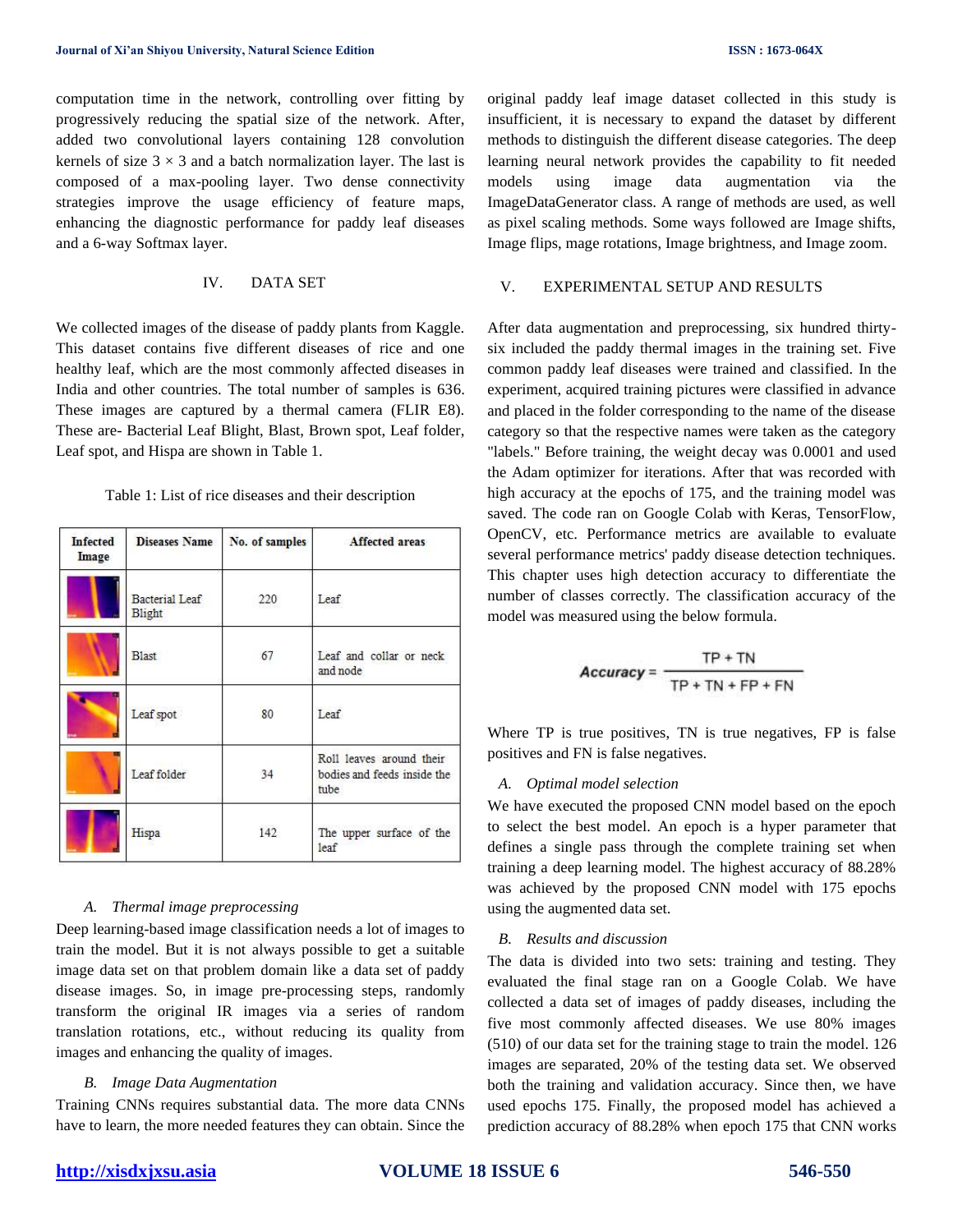computation time in the network, controlling over fitting by progressively reducing the spatial size of the network. After, added two convolutional layers containing 128 convolution kernels of size 3 × 3 and a batch normalization layer. The last is composed of a max-pooling layer. Two dense connectivity strategies improve the usage efficiency of feature maps, enhancing the diagnostic performance for paddy leaf diseases and a 6-way Softmax layer.

## IV. DATA SET

We collected images of the disease of paddy plants from Kaggle. This dataset contains five different diseases of rice and one healthy leaf, which are the most commonly affected diseases in India and other countries. The total number of samples is 636. These images are captured by a thermal camera (FLIR E8). These are- Bacterial Leaf Blight, Blast, Brown spot, Leaf folder, Leaf spot, and Hispa are shown in Table 1.

Table 1: List of rice diseases and their description

| Infected Image | Diseases Name | No. of samples | Affected areas |
|---|---|---|---|
| | Bacterial Leaf Blight | 220 | Leaf |
| | Blast | 67 | Leaf and collar or neck and node |
| | Leaf spot | 80 | Leaf |
| | Leaf folder | 34 | Roll leaves around their bodies and feeds inside the tube |
| | Hispa | 142 | The upper surface of the leaf |

### A. Thermal image preprocessing

Deep learning-based image classification needs a lot of images to train the model. But it is not always possible to get a suitable image data set on that problem domain like a data set of paddy disease images. So, in image pre-processing steps, randomly transform the original IR images via a series of random translation rotations, etc., without reducing its quality from images and enhancing the quality of images.

### B. Image Data Augmentation

Training CNNs requires substantial data. The more data CNNs have to learn, the more needed features they can obtain. Since the original paddy leaf image dataset collected in this study is insufficient, it is necessary to expand the dataset by different methods to distinguish the different disease categories. The deep learning neural network provides the capability to fit needed models using image data augmentation via the ImageDataGenerator class. A range of methods are used, as well as pixel scaling methods. Some ways followed are Image shifts, Image flips, mage rotations, Image brightness, and Image zoom.

## V. EXPERIMENTAL SETUP AND RESULTS

After data augmentation and preprocessing, six hundred thirty-six included the paddy thermal images in the training set. Five common paddy leaf diseases were trained and classified. In the experiment, acquired training pictures were classified in advance and placed in the folder corresponding to the name of the disease category so that the respective names were taken as the category "labels." Before training, the weight decay was 0.0001 and used the Adam optimizer for iterations. After that was recorded with high accuracy at the epochs of 175, and the training model was saved. The code ran on Google Colab with Keras, TensorFlow, OpenCV, etc. Performance metrics are available to evaluate several performance metrics' paddy disease detection techniques. This chapter uses high detection accuracy to differentiate the number of classes correctly. The classification accuracy of the model was measured using the below formula.

$$\textit{Accuracy} = \frac{TP + TN}{TP + TN + FP + FN}$$

Where TP is true positives, TN is true negatives, FP is false positives and FN is false negatives.

### A. Optimal model selection

We have executed the proposed CNN model based on the epoch to select the best model. An epoch is a hyper parameter that defines a single pass through the complete training set when training a deep learning model. The highest accuracy of 88.28% was achieved by the proposed CNN model with 175 epochs using the augmented data set.

### B. Results and discussion

The data is divided into two sets: training and testing. They evaluated the final stage ran on a Google Colab. We have collected a data set of images of paddy diseases, including the five most commonly affected diseases. We use 80% images (510) of our data set for the training stage to train the model. 126 images are separated, 20% of the testing data set. We observed both the training and validation accuracy. Since then, we have used epochs 175. Finally, the proposed model has achieved a prediction accuracy of 88.28% when epoch 175 that CNN works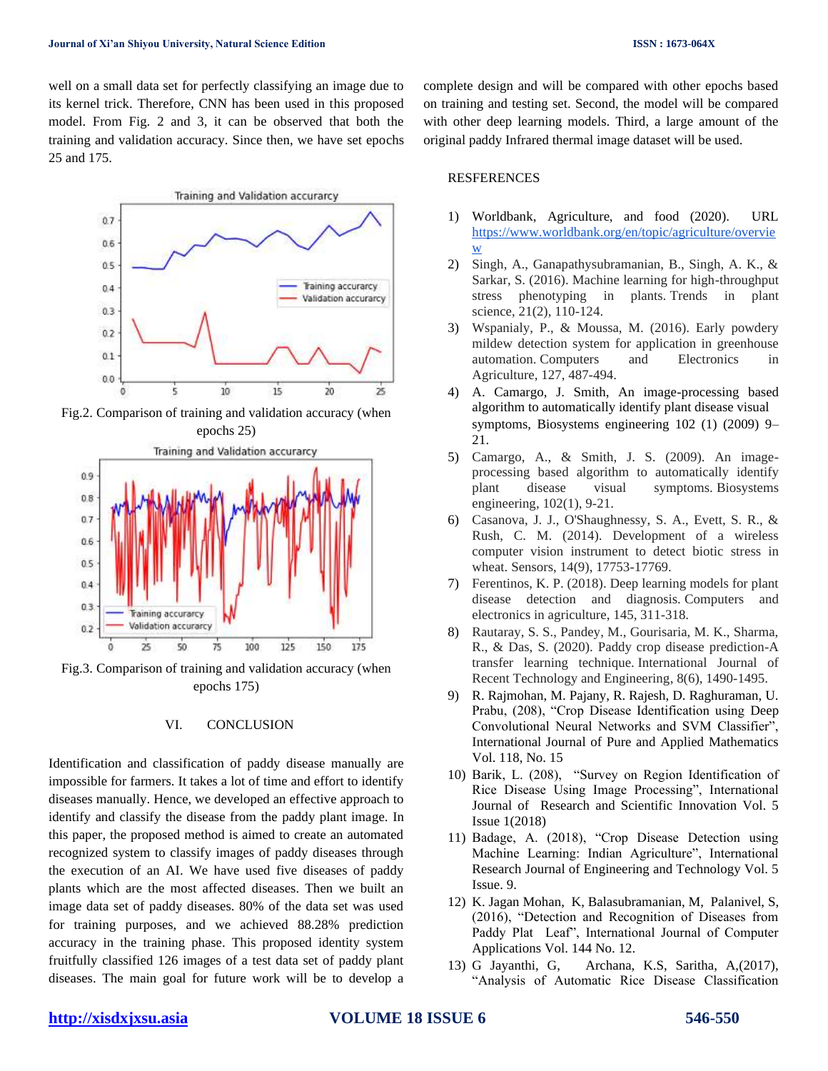well on a small data set for perfectly classifying an image due to its kernel trick. Therefore, CNN has been used in this proposed model. From Fig. 2 and 3, it can be observed that both the training and validation accuracy. Since then, we have set epochs 25 and 175.

Fig.2. Comparison of training and validation accuracy (when epochs 25)

Fig.3. Comparison of training and validation accuracy (when epochs 175)

## VI. CONCLUSION

Identification and classification of paddy disease manually are impossible for farmers. It takes a lot of time and effort to identify diseases manually. Hence, we developed an effective approach to identify and classify the disease from the paddy plant image. In this paper, the proposed method is aimed to create an automated recognized system to classify images of paddy diseases through the execution of an AI. We have used five diseases of paddy plants which are the most affected diseases. Then we built an image data set of paddy diseases. 80% of the data set was used for training purposes, and we achieved 88.28% prediction accuracy in the training phase. This proposed identity system fruitfully classified 126 images of a test data set of paddy plant diseases. The main goal for future work will be to develop a complete design and will be compared with other epochs based on training and testing set. Second, the model will be compared with other deep learning models. Third, a large amount of the original paddy Infrared thermal image dataset will be used.

## RESFERENCES

1) Worldbank, Agriculture, and food (2020). URL https://www.worldbank.org/en/topic/agriculture/overview
2) Singh, A., Ganapathysubramanian, B., Singh, A. K., & Sarkar, S. (2016). Machine learning for high-throughput stress phenotyping in plants. Trends in plant science, 21(2), 110-124.
3) Wspanialy, P., & Moussa, M. (2016). Early powdery mildew detection system for application in greenhouse automation. Computers and Electronics in Agriculture, 127, 487-494.
4) A. Camargo, J. Smith, An image-processing based algorithm to automatically identify plant disease visual symptoms, Biosystems engineering 102 (1) (2009) 9–21.
5) Camargo, A., & Smith, J. S. (2009). An image-processing based algorithm to automatically identify plant disease visual symptoms. Biosystems engineering, 102(1), 9-21.
6) Casanova, J. J., O'Shaughnessy, S. A., Evett, S. R., & Rush, C. M. (2014). Development of a wireless computer vision instrument to detect biotic stress in wheat. Sensors, 14(9), 17753-17769.
7) Ferentinos, K. P. (2018). Deep learning models for plant disease detection and diagnosis. Computers and electronics in agriculture, 145, 311-318.
8) Rautaray, S. S., Pandey, M., Gourisaria, M. K., Sharma, R., & Das, S. (2020). Paddy crop disease prediction-A transfer learning technique. International Journal of Recent Technology and Engineering, 8(6), 1490-1495.
9) R. Rajmohan, M. Pajany, R. Rajesh, D. Raghuraman, U. Prabu, (208), "Crop Disease Identification using Deep Convolutional Neural Networks and SVM Classifier", International Journal of Pure and Applied Mathematics Vol. 118, No. 15
10) Barik, L. (208), "Survey on Region Identification of Rice Disease Using Image Processing", International Journal of Research and Scientific Innovation Vol. 5 Issue 1(2018)
11) Badage, A. (2018), "Crop Disease Detection using Machine Learning: Indian Agriculture", International Research Journal of Engineering and Technology Vol. 5 Issue. 9.
12) K. Jagan Mohan, K, Balasubramanian, M, Palanivel, S, (2016), "Detection and Recognition of Diseases from Paddy Plat Leaf", International Journal of Computer Applications Vol. 144 No. 12.
13) G Jayanthi, G, Archana, K.S, Saritha, A,(2017), "Analysis of Automatic Rice Disease Classification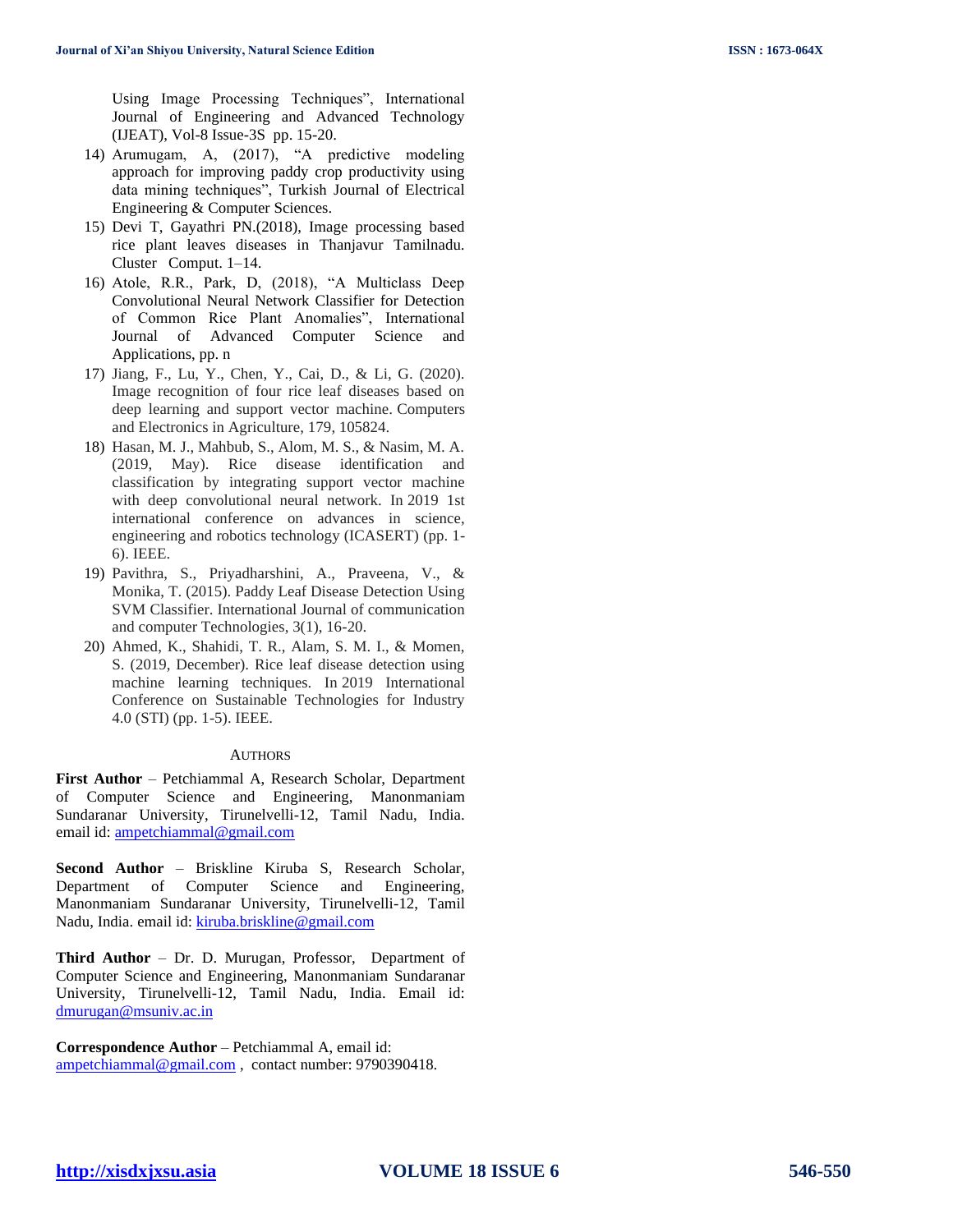Using Image Processing Techniques", International Journal of Engineering and Advanced Technology (IJEAT), Vol-8 Issue-3S pp. 15-20.

14) Arumugam, A, (2017), "A predictive modeling approach for improving paddy crop productivity using data mining techniques", Turkish Journal of Electrical Engineering & Computer Sciences.
15) Devi T, Gayathri PN.(2018), Image processing based rice plant leaves diseases in Thanjavur Tamilnadu. Cluster Comput. 1–14.
16) Atole, R.R., Park, D, (2018), "A Multiclass Deep Convolutional Neural Network Classifier for Detection of Common Rice Plant Anomalies", International Journal of Advanced Computer Science and Applications, pp. n
17) Jiang, F., Lu, Y., Chen, Y., Cai, D., & Li, G. (2020). Image recognition of four rice leaf diseases based on deep learning and support vector machine. Computers and Electronics in Agriculture, 179, 105824.
18) Hasan, M. J., Mahbub, S., Alom, M. S., & Nasim, M. A. (2019, May). Rice disease identification and classification by integrating support vector machine with deep convolutional neural network. In 2019 1st international conference on advances in science, engineering and robotics technology (ICASERT) (pp. 1-6). IEEE.
19) Pavithra, S., Priyadharshini, A., Praveena, V., & Monika, T. (2015). Paddy Leaf Disease Detection Using SVM Classifier. International Journal of communication and computer Technologies, 3(1), 16-20.
20) Ahmed, K., Shahidi, T. R., Alam, S. M. I., & Momen, S. (2019, December). Rice leaf disease detection using machine learning techniques. In 2019 International Conference on Sustainable Technologies for Industry 4.0 (STI) (pp. 1-5). IEEE.

## Authors

**First Author** – Petchiammal A, Research Scholar, Department of Computer Science and Engineering, Manonmaniam Sundaranar University, Tirunelvelli-12, Tamil Nadu, India. email id: ampetchiammal@gmail.com

**Second Author** – Briskline Kiruba S, Research Scholar, Department of Computer Science and Engineering, Manonmaniam Sundaranar University, Tirunelvelli-12, Tamil Nadu, India. email id: kiruba.briskline@gmail.com

**Third Author** – Dr. D. Murugan, Professor, Department of Computer Science and Engineering, Manonmaniam Sundaranar University, Tirunelvelli-12, Tamil Nadu, India. Email id: dmurugan@msuniv.ac.in

**Correspondence Author** – Petchiammal A, email id: ampetchiammal@gmail.com , contact number: 9790390418.